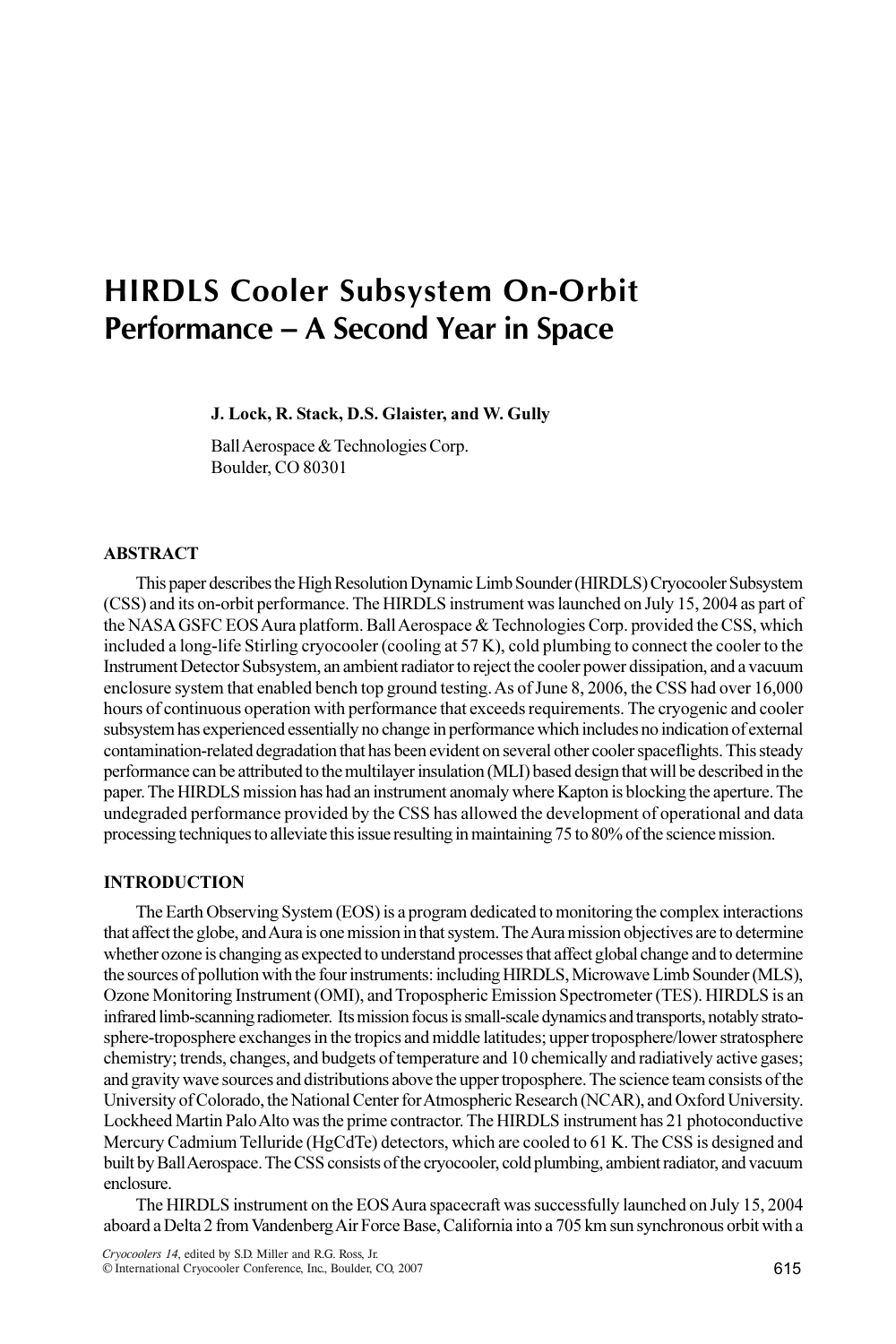# HIRDLS Cooler Subsystem On-Orbit Performance – A Second Year in Space

**J. Lock, R. Stack, D.S. Glaister, and W. Gully**

Ball Aerospace & Technologies Corp.
Boulder, CO 80301

## ABSTRACT

This paper describes the High Resolution Dynamic Limb Sounder (HIRDLS) Cryocooler Subsystem (CSS) and its on-orbit performance. The HIRDLS instrument was launched on July 15, 2004 as part of the NASA GSFC EOS Aura platform. Ball Aerospace & Technologies Corp. provided the CSS, which included a long-life Stirling cryocooler (cooling at 57 K), cold plumbing to connect the cooler to the Instrument Detector Subsystem, an ambient radiator to reject the cooler power dissipation, and a vacuum enclosure system that enabled bench top ground testing. As of June 8, 2006, the CSS had over 16,000 hours of continuous operation with performance that exceeds requirements. The cryogenic and cooler subsystem has experienced essentially no change in performance which includes no indication of external contamination-related degradation that has been evident on several other cooler spaceflights. This steady performance can be attributed to the multilayer insulation (MLI) based design that will be described in the paper. The HIRDLS mission has had an instrument anomaly where Kapton is blocking the aperture. The undegraded performance provided by the CSS has allowed the development of operational and data processing techniques to alleviate this issue resulting in maintaining 75 to 80% of the science mission.

## INTRODUCTION

The Earth Observing System (EOS) is a program dedicated to monitoring the complex interactions that affect the globe, and Aura is one mission in that system. The Aura mission objectives are to determine whether ozone is changing as expected to understand processes that affect global change and to determine the sources of pollution with the four instruments: including HIRDLS, Microwave Limb Sounder (MLS), Ozone Monitoring Instrument (OMI), and Tropospheric Emission Spectrometer (TES). HIRDLS is an infrared limb-scanning radiometer. Its mission focus is small-scale dynamics and transports, notably stratosphere-troposphere exchanges in the tropics and middle latitudes; upper troposphere/lower stratosphere chemistry; trends, changes, and budgets of temperature and 10 chemically and radiatively active gases; and gravity wave sources and distributions above the upper troposphere. The science team consists of the University of Colorado, the National Center for Atmospheric Research (NCAR), and Oxford University. Lockheed Martin Palo Alto was the prime contractor. The HIRDLS instrument has 21 photoconductive Mercury Cadmium Telluride (HgCdTe) detectors, which are cooled to 61 K. The CSS is designed and built by Ball Aerospace. The CSS consists of the cryocooler, cold plumbing, ambient radiator, and vacuum enclosure.

The HIRDLS instrument on the EOS Aura spacecraft was successfully launched on July 15, 2004 aboard a Delta 2 from Vandenberg Air Force Base, California into a 705 km sun synchronous orbit with a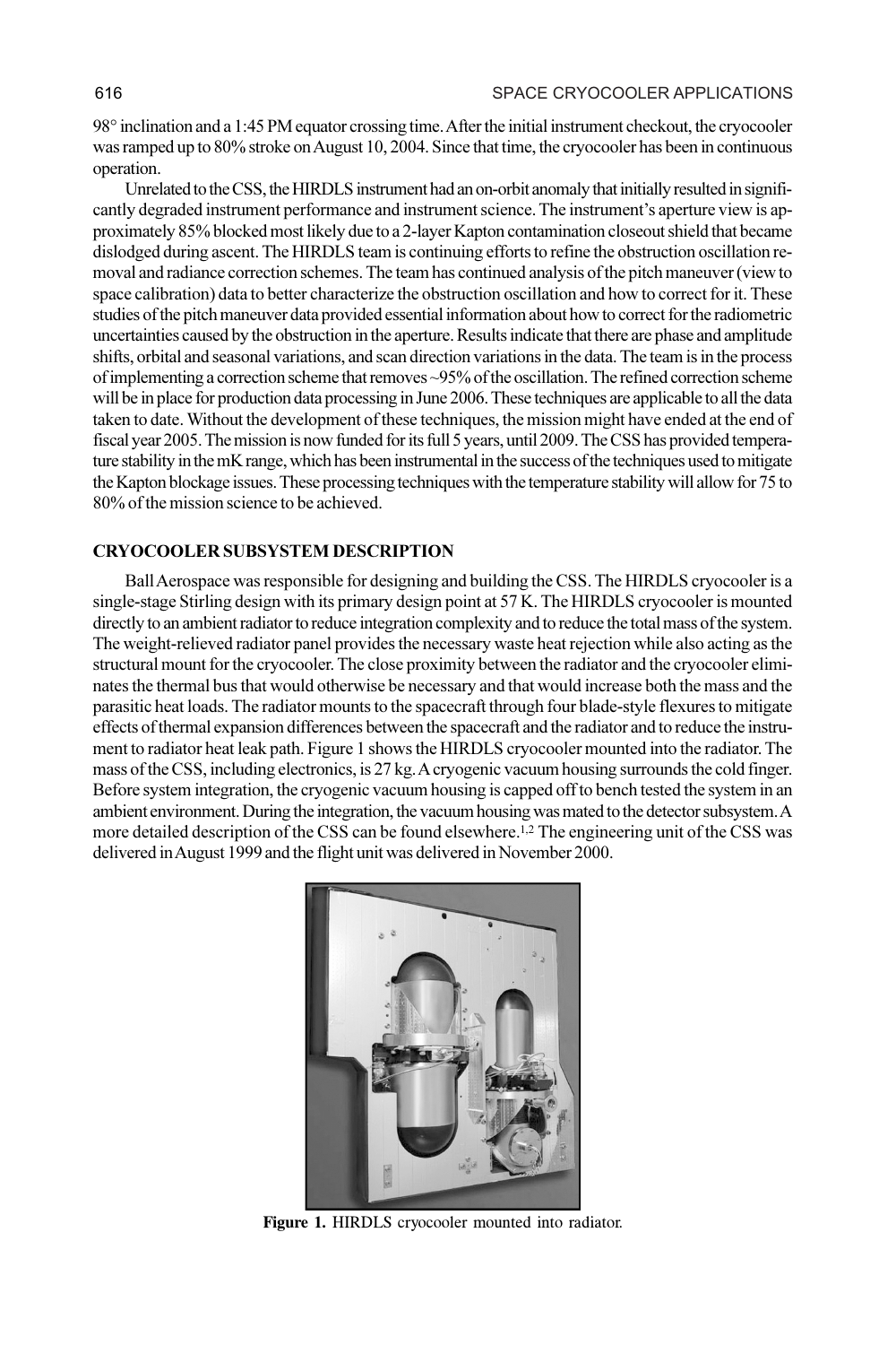98° inclination and a 1:45 PM equator crossing time. After the initial instrument checkout, the cryocooler was ramped up to 80% stroke on August 10, 2004. Since that time, the cryocooler has been in continuous operation.

Unrelated to the CSS, the HIRDLS instrument had an on-orbit anomaly that initially resulted in significantly degraded instrument performance and instrument science. The instrument's aperture view is approximately 85% blocked most likely due to a 2-layer Kapton contamination closeout shield that became dislodged during ascent. The HIRDLS team is continuing efforts to refine the obstruction oscillation removal and radiance correction schemes. The team has continued analysis of the pitch maneuver (view to space calibration) data to better characterize the obstruction oscillation and how to correct for it. These studies of the pitch maneuver data provided essential information about how to correct for the radiometric uncertainties caused by the obstruction in the aperture. Results indicate that there are phase and amplitude shifts, orbital and seasonal variations, and scan direction variations in the data. The team is in the process of implementing a correction scheme that removes ~95% of the oscillation. The refined correction scheme will be in place for production data processing in June 2006. These techniques are applicable to all the data taken to date. Without the development of these techniques, the mission might have ended at the end of fiscal year 2005. The mission is now funded for its full 5 years, until 2009. The CSS has provided temperature stability in the mK range, which has been instrumental in the success of the techniques used to mitigate the Kapton blockage issues. These processing techniques with the temperature stability will allow for 75 to 80% of the mission science to be achieved.

## CRYOCOOLER SUBSYSTEM DESCRIPTION

Ball Aerospace was responsible for designing and building the CSS. The HIRDLS cryocooler is a single-stage Stirling design with its primary design point at 57 K. The HIRDLS cryocooler is mounted directly to an ambient radiator to reduce integration complexity and to reduce the total mass of the system. The weight-relieved radiator panel provides the necessary waste heat rejection while also acting as the structural mount for the cryocooler. The close proximity between the radiator and the cryocooler eliminates the thermal bus that would otherwise be necessary and that would increase both the mass and the parasitic heat loads. The radiator mounts to the spacecraft through four blade-style flexures to mitigate effects of thermal expansion differences between the spacecraft and the radiator and to reduce the instrument to radiator heat leak path. Figure 1 shows the HIRDLS cryocooler mounted into the radiator. The mass of the CSS, including electronics, is 27 kg. A cryogenic vacuum housing surrounds the cold finger. Before system integration, the cryogenic vacuum housing is capped off to bench tested the system in an ambient environment. During the integration, the vacuum housing was mated to the detector subsystem. A more detailed description of the CSS can be found elsewhere.[1,2] The engineering unit of the CSS was delivered in August 1999 and the flight unit was delivered in November 2000.

**Figure 1.** HIRDLS cryocooler mounted into radiator.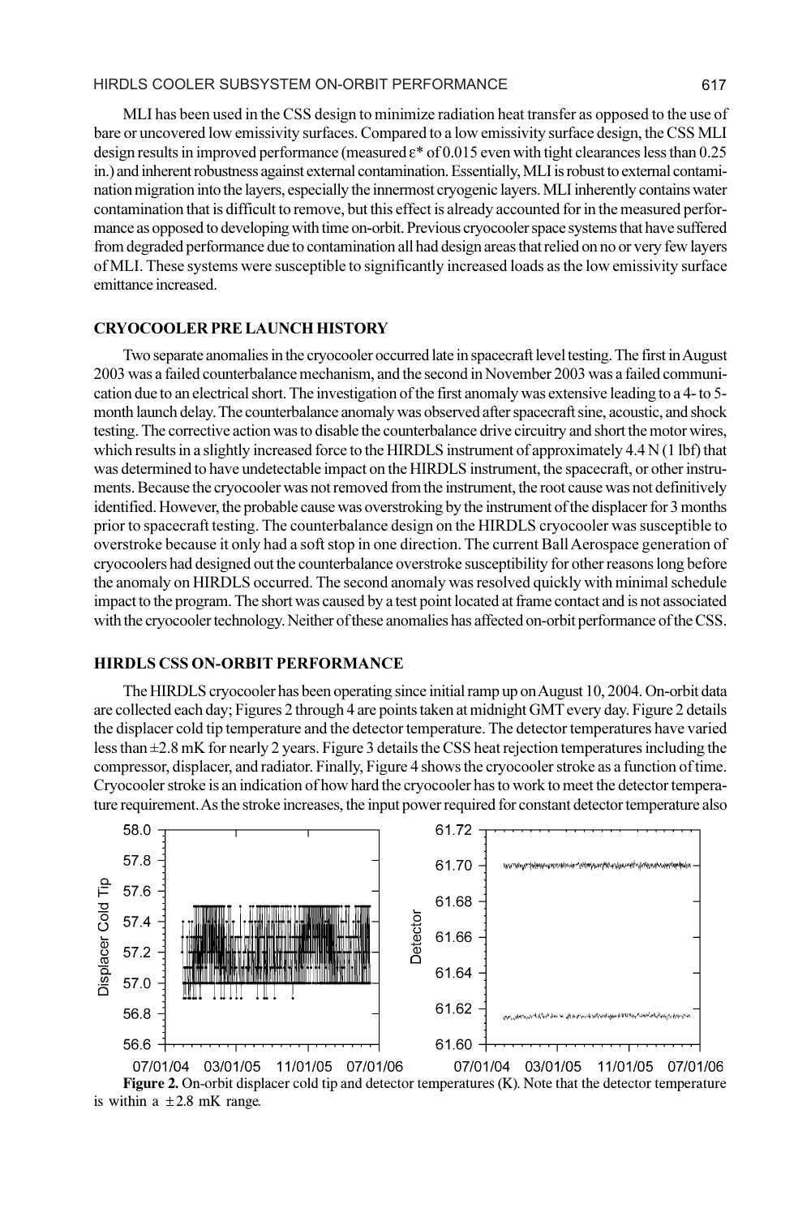MLI has been used in the CSS design to minimize radiation heat transfer as opposed to the use of bare or uncovered low emissivity surfaces. Compared to a low emissivity surface design, the CSS MLI design results in improved performance (measured $\varepsilon^*$ of 0.015 even with tight clearances less than 0.25 in.) and inherent robustness against external contamination. Essentially, MLI is robust to external contamination migration into the layers, especially the innermost cryogenic layers. MLI inherently contains water contamination that is difficult to remove, but this effect is already accounted for in the measured performance as opposed to developing with time on-orbit. Previous cryocooler space systems that have suffered from degraded performance due to contamination all had design areas that relied on no or very few layers of MLI. These systems were susceptible to significantly increased loads as the low emissivity surface emittance increased.

## CRYOCOOLER PRE LAUNCH HISTORY

Two separate anomalies in the cryocooler occurred late in spacecraft level testing. The first in August 2003 was a failed counterbalance mechanism, and the second in November 2003 was a failed communication due to an electrical short. The investigation of the first anomaly was extensive leading to a 4- to 5-month launch delay. The counterbalance anomaly was observed after spacecraft sine, acoustic, and shock testing. The corrective action was to disable the counterbalance drive circuitry and short the motor wires, which results in a slightly increased force to the HIRDLS instrument of approximately 4.4 N (1 lbf) that was determined to have undetectable impact on the HIRDLS instrument, the spacecraft, or other instruments. Because the cryocooler was not removed from the instrument, the root cause was not definitively identified. However, the probable cause was overstroking by the instrument of the displacer for 3 months prior to spacecraft testing. The counterbalance design on the HIRDLS cryocooler was susceptible to overstroke because it only had a soft stop in one direction. The current Ball Aerospace generation of cryocoolers had designed out the counterbalance overstroke susceptibility for other reasons long before the anomaly on HIRDLS occurred. The second anomaly was resolved quickly with minimal schedule impact to the program. The short was caused by a test point located at frame contact and is not associated with the cryocooler technology. Neither of these anomalies has affected on-orbit performance of the CSS.

## HIRDLS CSS ON-ORBIT PERFORMANCE

The HIRDLS cryocooler has been operating since initial ramp up on August 10, 2004. On-orbit data are collected each day; Figures 2 through 4 are points taken at midnight GMT every day. Figure 2 details the displacer cold tip temperature and the detector temperature. The detector temperatures have varied less than ±2.8 mK for nearly 2 years. Figure 3 details the CSS heat rejection temperatures including the compressor, displacer, and radiator. Finally, Figure 4 shows the cryocooler stroke as a function of time. Cryocooler stroke is an indication of how hard the cryocooler has to work to meet the detector temperature requirement. As the stroke increases, the input power required for constant detector temperature also

**Figure 2.** On-orbit displacer cold tip and detector temperatures (K). Note that the detector temperature is within a ±2.8 mK range.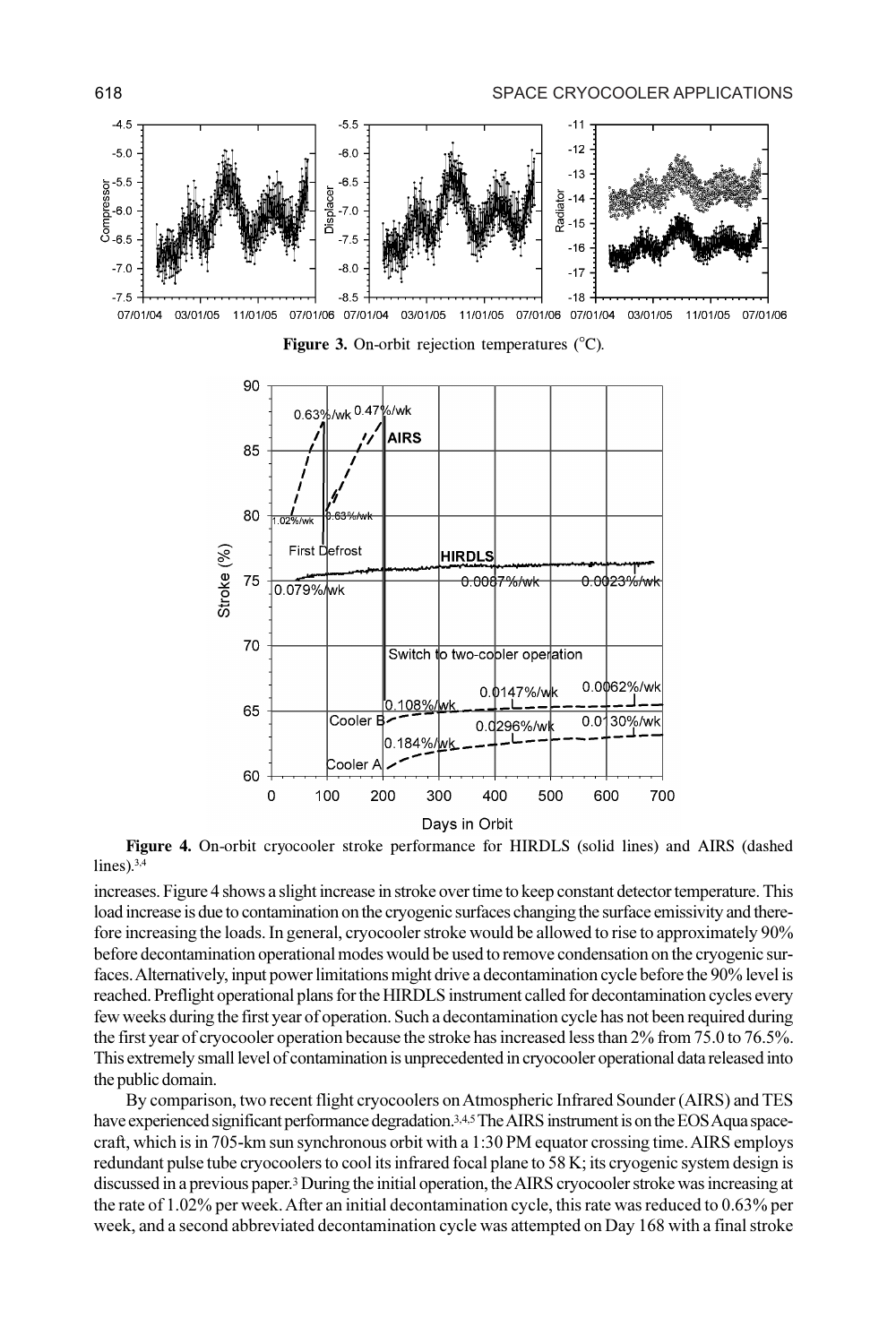**Figure 3.** On-orbit rejection temperatures (°C).

**Figure 4.** On-orbit cryocooler stroke performance for HIRDLS (solid lines) and AIRS (dashed lines).[3,4]

increases. Figure 4 shows a slight increase in stroke over time to keep constant detector temperature. This load increase is due to contamination on the cryogenic surfaces changing the surface emissivity and therefore increasing the loads. In general, cryocooler stroke would be allowed to rise to approximately 90% before decontamination operational modes would be used to remove condensation on the cryogenic surfaces. Alternatively, input power limitations might drive a decontamination cycle before the 90% level is reached. Preflight operational plans for the HIRDLS instrument called for decontamination cycles every few weeks during the first year of operation. Such a decontamination cycle has not been required during the first year of cryocooler operation because the stroke has increased less than 2% from 75.0 to 76.5%. This extremely small level of contamination is unprecedented in cryocooler operational data released into the public domain.

By comparison, two recent flight cryocoolers on Atmospheric Infrared Sounder (AIRS) and TES have experienced significant performance degradation.[3,4,5] The AIRS instrument is on the EOS Aqua spacecraft, which is in 705-km sun synchronous orbit with a 1:30 PM equator crossing time. AIRS employs redundant pulse tube cryocoolers to cool its infrared focal plane to 58 K; its cryogenic system design is discussed in a previous paper.[3] During the initial operation, the AIRS cryocooler stroke was increasing at the rate of 1.02% per week. After an initial decontamination cycle, this rate was reduced to 0.63% per week, and a second abbreviated decontamination cycle was attempted on Day 168 with a final stroke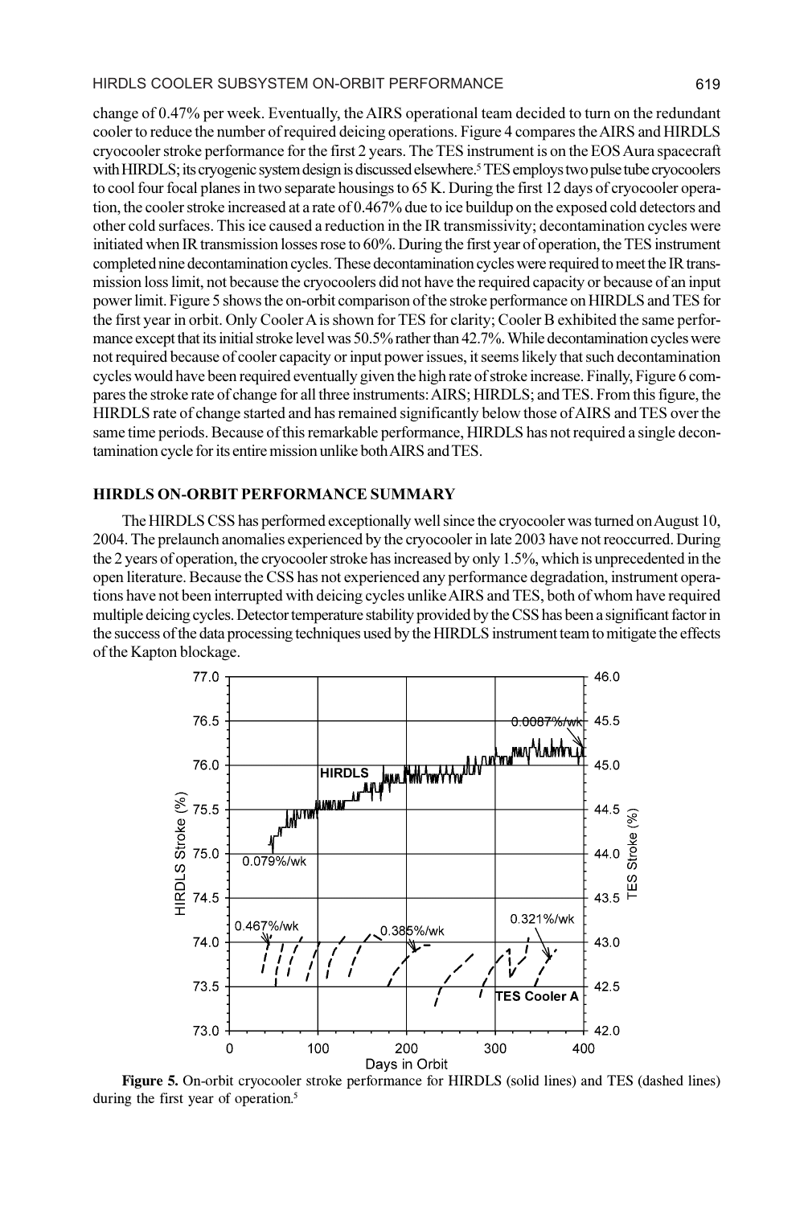change of 0.47% per week. Eventually, the AIRS operational team decided to turn on the redundant cooler to reduce the number of required deicing operations. Figure 4 compares the AIRS and HIRDLS cryocooler stroke performance for the first 2 years. The TES instrument is on the EOS Aura spacecraft with HIRDLS; its cryogenic system design is discussed elsewhere.[5] TES employs two pulse tube cryocoolers to cool four focal planes in two separate housings to 65 K. During the first 12 days of cryocooler operation, the cooler stroke increased at a rate of 0.467% due to ice buildup on the exposed cold detectors and other cold surfaces. This ice caused a reduction in the IR transmissivity; decontamination cycles were initiated when IR transmission losses rose to 60%. During the first year of operation, the TES instrument completed nine decontamination cycles. These decontamination cycles were required to meet the IR transmission loss limit, not because the cryocoolers did not have the required capacity or because of an input power limit. Figure 5 shows the on-orbit comparison of the stroke performance on HIRDLS and TES for the first year in orbit. Only Cooler A is shown for TES for clarity; Cooler B exhibited the same performance except that its initial stroke level was 50.5% rather than 42.7%. While decontamination cycles were not required because of cooler capacity or input power issues, it seems likely that such decontamination cycles would have been required eventually given the high rate of stroke increase. Finally, Figure 6 compares the stroke rate of change for all three instruments: AIRS; HIRDLS; and TES. From this figure, the HIRDLS rate of change started and has remained significantly below those of AIRS and TES over the same time periods. Because of this remarkable performance, HIRDLS has not required a single decontamination cycle for its entire mission unlike both AIRS and TES.

## HIRDLS ON-ORBIT PERFORMANCE SUMMARY

The HIRDLS CSS has performed exceptionally well since the cryocooler was turned on August 10, 2004. The prelaunch anomalies experienced by the cryocooler in late 2003 have not reoccurred. During the 2 years of operation, the cryocooler stroke has increased by only 1.5%, which is unprecedented in the open literature. Because the CSS has not experienced any performance degradation, instrument operations have not been interrupted with deicing cycles unlike AIRS and TES, both of whom have required multiple deicing cycles. Detector temperature stability provided by the CSS has been a significant factor in the success of the data processing techniques used by the HIRDLS instrument team to mitigate the effects of the Kapton blockage.

**Figure 5.** On-orbit cryocooler stroke performance for HIRDLS (solid lines) and TES (dashed lines) during the first year of operation.[5]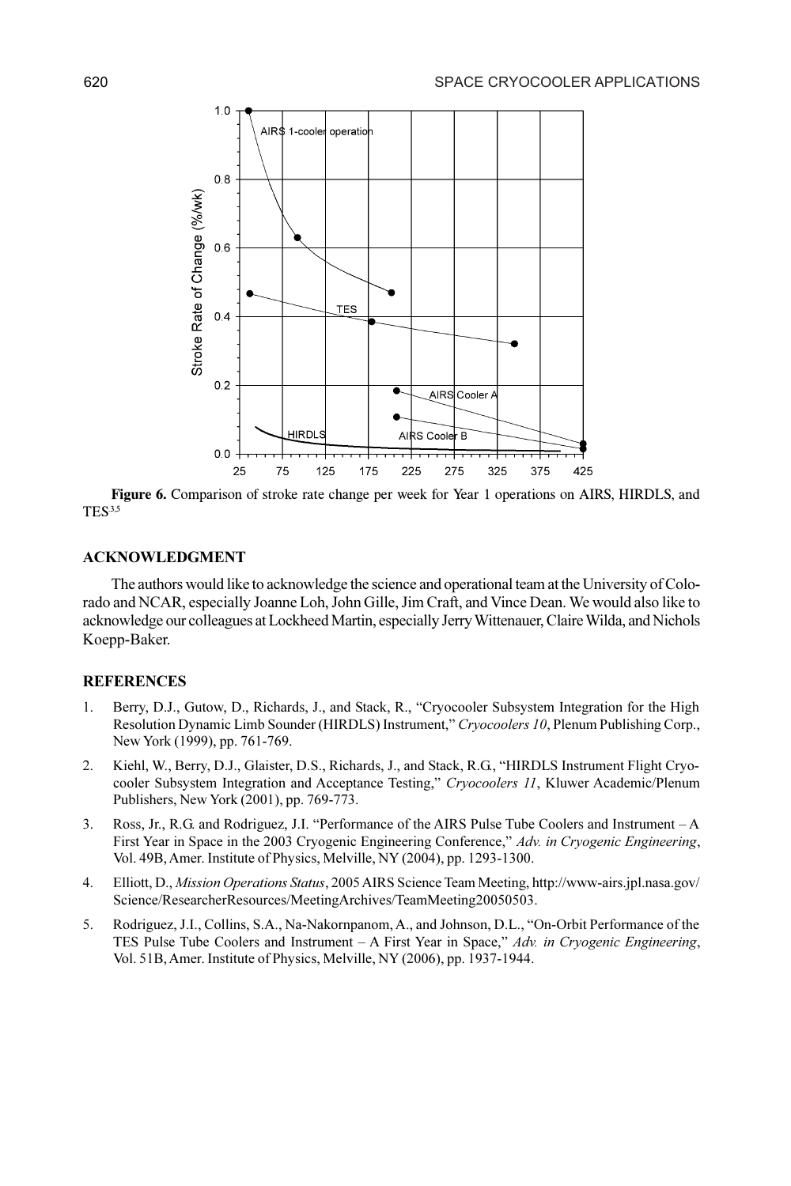Stroke Rate of Change (%/wk)

1.0
0.8
0.6
0.4
0.2
0.0

25 75 125 175 225 275 325 375 425

AIRS 1-cooler operation

TES

AIRS Cooler A

HIRDLS

AIRS Cooler B

**Figure 6.** Comparison of stroke rate change per week for Year 1 operations on AIRS, HIRDLS, and TES[3,5]

## ACKNOWLEDGMENT

The authors would like to acknowledge the science and operational team at the University of Colorado and NCAR, especially Joanne Loh, John Gille, Jim Craft, and Vince Dean. We would also like to acknowledge our colleagues at Lockheed Martin, especially Jerry Wittenauer, Claire Wilda, and Nichols Koepp-Baker.

## REFERENCES

1. Berry, D.J., Gutow, D., Richards, J., and Stack, R., "Cryocooler Subsystem Integration for the High Resolution Dynamic Limb Sounder (HIRDLS) Instrument," *Cryocoolers 10*, Plenum Publishing Corp., New York (1999), pp. 761-769.
2. Kiehl, W., Berry, D.J., Glaister, D.S., Richards, J., and Stack, R.G., "HIRDLS Instrument Flight Cryocooler Subsystem Integration and Acceptance Testing," *Cryocoolers 11*, Kluwer Academic/Plenum Publishers, New York (2001), pp. 769-773.
3. Ross, Jr., R.G. and Rodriguez, J.I. "Performance of the AIRS Pulse Tube Coolers and Instrument – A First Year in Space in the 2003 Cryogenic Engineering Conference," *Adv. in Cryogenic Engineering*, Vol. 49B, Amer. Institute of Physics, Melville, NY (2004), pp. 1293-1300.
4. Elliott, D., *Mission Operations Status*, 2005 AIRS Science Team Meeting, http://www-airs.jpl.nasa.gov/Science/ResearcherResources/MeetingArchives/TeamMeeting20050503.
5. Rodriguez, J.I., Collins, S.A., Na-Nakornpanom, A., and Johnson, D.L., "On-Orbit Performance of the TES Pulse Tube Coolers and Instrument – A First Year in Space," *Adv. in Cryogenic Engineering*, Vol. 51B, Amer. Institute of Physics, Melville, NY (2006), pp. 1937-1944.